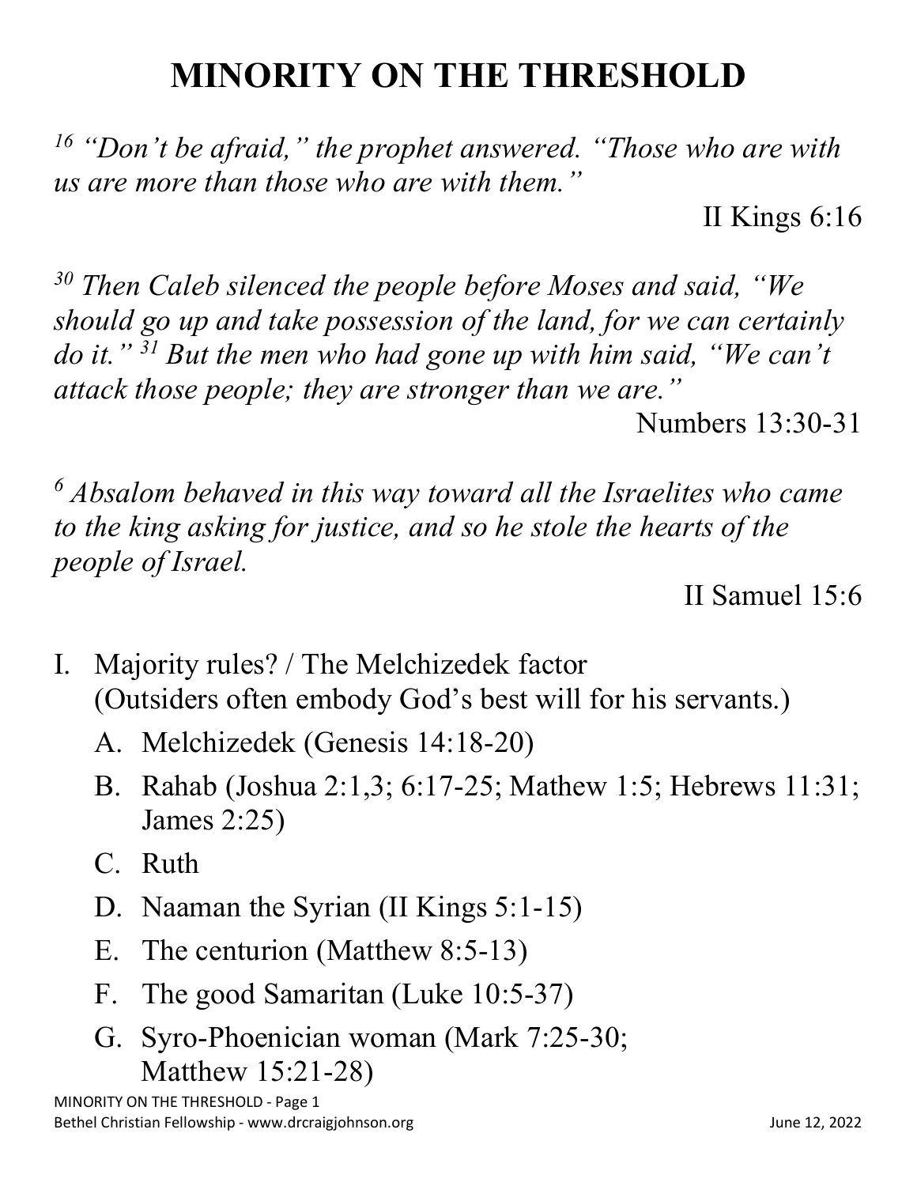# MINORITY ON THE THRESHOLD

*[16] "Don't be afraid," the prophet answered. "Those who are with us are more than those who are with them."*

II Kings 6:16

*[30] Then Caleb silenced the people before Moses and said, "We should go up and take possession of the land, for we can certainly do it." [31] But the men who had gone up with him said, "We can't attack those people; they are stronger than we are."*

Numbers 13:30-31

*[6] Absalom behaved in this way toward all the Israelites who came to the king asking for justice, and so he stole the hearts of the people of Israel.*

II Samuel 15:6

I. Majority rules? / The Melchizedek factor (Outsiders often embody God's best will for his servants.)

   A. Melchizedek (Genesis 14:18-20)

   B. Rahab (Joshua 2:1,3; 6:17-25; Mathew 1:5; Hebrews 11:31; James 2:25)

   C. Ruth

   D. Naaman the Syrian (II Kings 5:1-15)

   E. The centurion (Matthew 8:5-13)

   F. The good Samaritan (Luke 10:5-37)

   G. Syro-Phoenician woman (Mark 7:25-30; Matthew 15:21-28)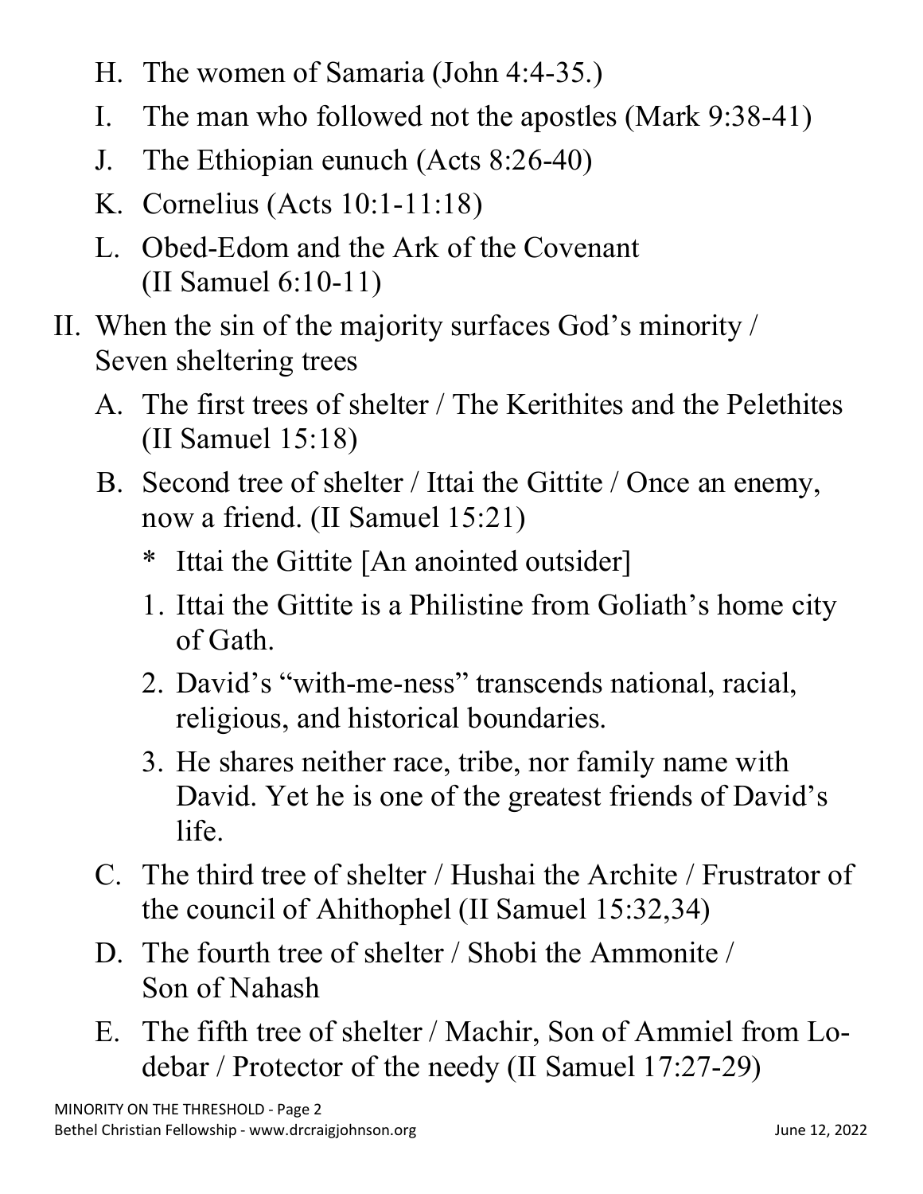H. The women of Samaria (John 4:4-35.)

I. The man who followed not the apostles (Mark 9:38-41)

J. The Ethiopian eunuch (Acts 8:26-40)

K. Cornelius (Acts 10:1-11:18)

L. Obed-Edom and the Ark of the Covenant (II Samuel 6:10-11)

II. When the sin of the majority surfaces God's minority / Seven sheltering trees

- A. The first trees of shelter / The Kerithites and the Pelethites (II Samuel 15:18)
- B. Second tree of shelter / Ittai the Gittite / Once an enemy, now a friend. (II Samuel 15:21)
  - * Ittai the Gittite [An anointed outsider]
  1. Ittai the Gittite is a Philistine from Goliath's home city of Gath.
  2. David's "with-me-ness" transcends national, racial, religious, and historical boundaries.
  3. He shares neither race, tribe, nor family name with David. Yet he is one of the greatest friends of David's life.
- C. The third tree of shelter / Hushai the Archite / Frustrator of the council of Ahithophel (II Samuel 15:32,34)
- D. The fourth tree of shelter / Shobi the Ammonite / Son of Nahash
- E. The fifth tree of shelter / Machir, Son of Ammiel from Lo-debar / Protector of the needy (II Samuel 17:27-29)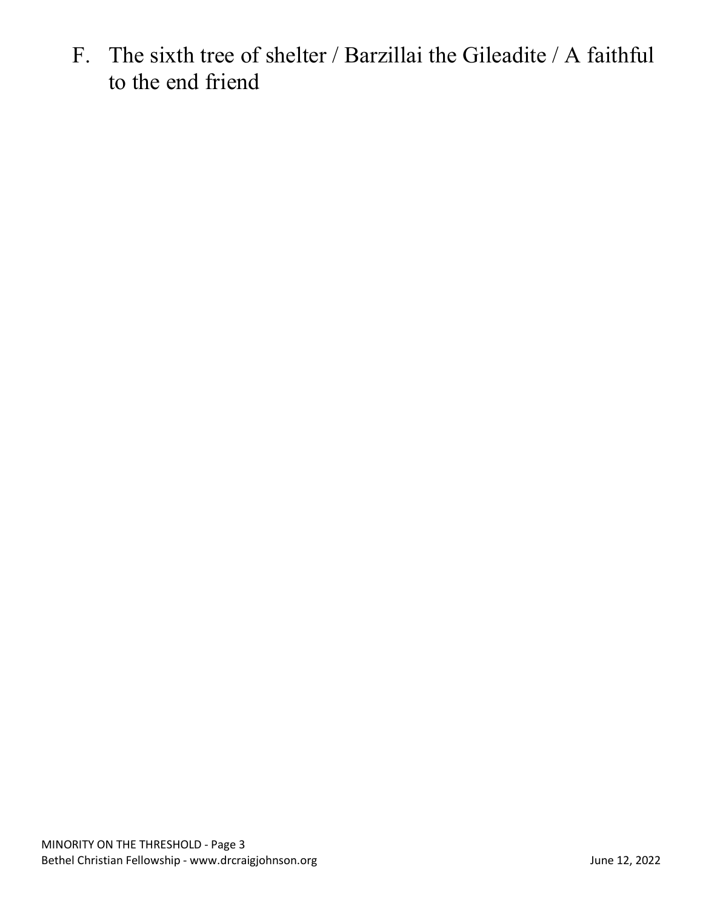F. The sixth tree of shelter / Barzillai the Gileadite / A faithful to the end friend